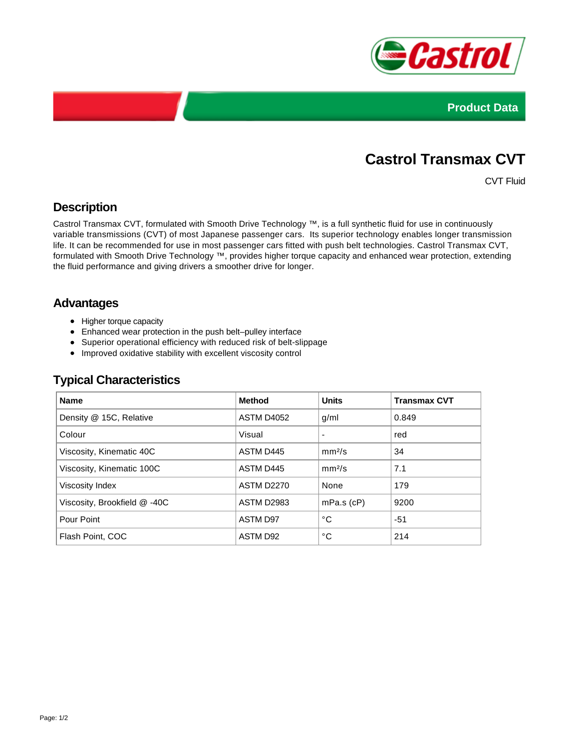Product Data

# Castrol Transmax CVT

CVT Fluid

## Description

Castrol Transmax CVT, formulated with Smooth Drive Technology ™, is a full synthetic fluid for use in continuously variable transmissions (CVT) of most Japanese passenger cars. Its superior technology enables longer transmission life. It can be recommended for use in most passenger cars fitted with push belt technologies. Castrol Transmax CVT, formulated with Smooth Drive Technology ™, provides higher torque capacity and enhanced wear protection, extending the fluid performance and giving drivers a smoother drive for longer.

## Advantages

- Higher torque capacity
- Enhanced wear protection in the push belt–pulley interface
- Superior operational efficiency with reduced risk of belt-slippage
- Improved oxidative stability with excellent viscosity control

## Typical Characteristics

| Name | Method | Units | Transmax CVT |
|---|---|---|---|
| Density @ 15C, Relative | ASTM D4052 | g/ml | 0.849 |
| Colour | Visual | - | red |
| Viscosity, Kinematic 40C | ASTM D445 | $mm^2/s$ | 34 |
| Viscosity, Kinematic 100C | ASTM D445 | $mm^2/s$ | 7.1 |
| Viscosity Index | ASTM D2270 | None | 179 |
| Viscosity, Brookfield @ -40C | ASTM D2983 | mPa.s (cP) | 9200 |
| Pour Point | ASTM D97 | °C | -51 |
| Flash Point, COC | ASTM D92 | °C | 214 |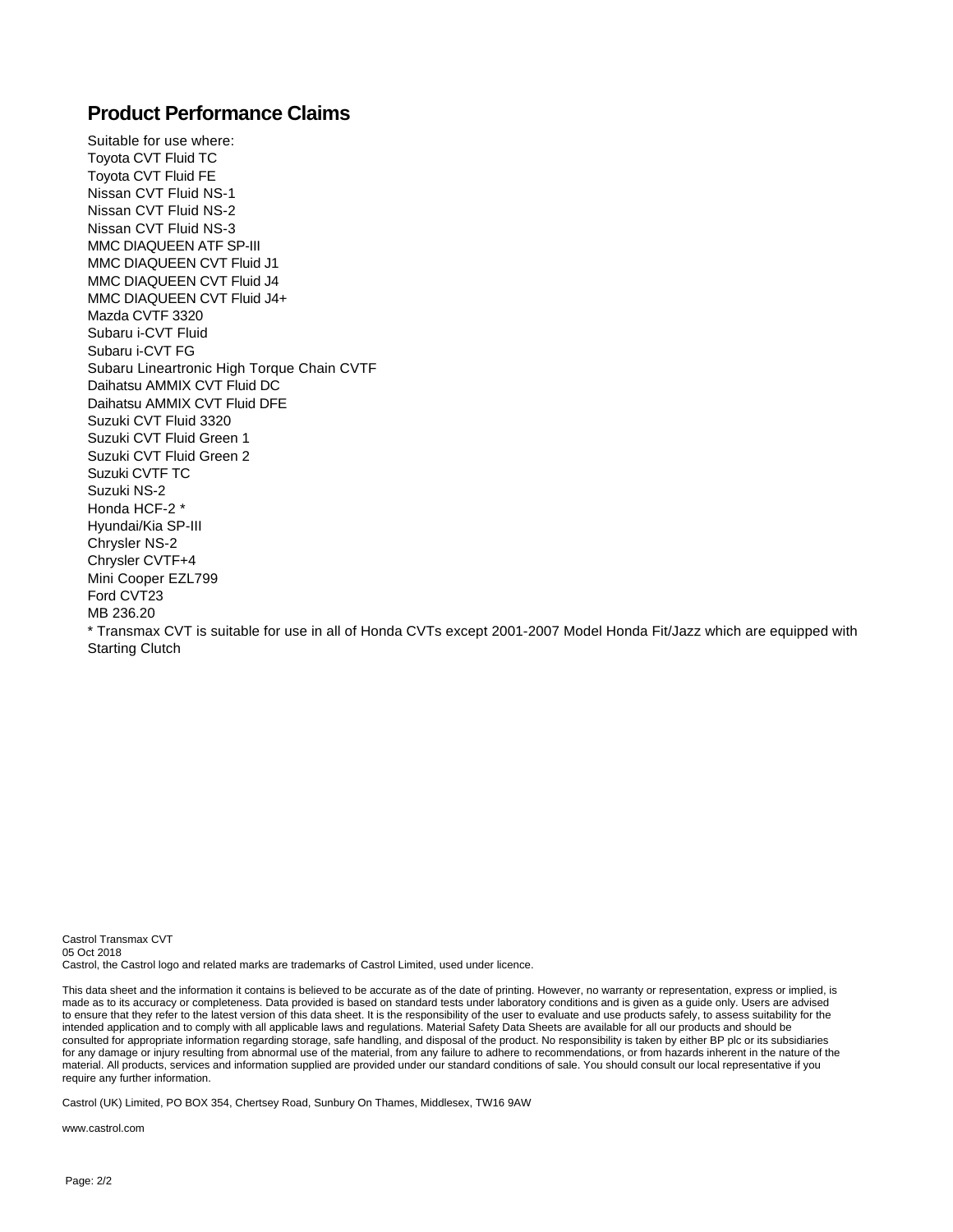## Product Performance Claims

Suitable for use where:

Toyota CVT Fluid TC
Toyota CVT Fluid FE
Nissan CVT Fluid NS-1
Nissan CVT Fluid NS-2
Nissan CVT Fluid NS-3
MMC DIAQUEEN ATF SP-III
MMC DIAQUEEN CVT Fluid J1
MMC DIAQUEEN CVT Fluid J4
MMC DIAQUEEN CVT Fluid J4+
Mazda CVTF 3320
Subaru i-CVT Fluid
Subaru i-CVT FG
Subaru Lineartronic High Torque Chain CVTF
Daihatsu AMMIX CVT Fluid DC
Daihatsu AMMIX CVT Fluid DFE
Suzuki CVT Fluid 3320
Suzuki CVT Fluid Green 1
Suzuki CVT Fluid Green 2
Suzuki CVTF TC
Suzuki NS-2
Honda HCF-2 *
Hyundai/Kia SP-III
Chrysler NS-2
Chrysler CVTF+4
Mini Cooper EZL799
Ford CVT23
MB 236.20

* Transmax CVT is suitable for use in all of Honda CVTs except 2001-2007 Model Honda Fit/Jazz which are equipped with Starting Clutch

Castrol Transmax CVT
05 Oct 2018
Castrol, the Castrol logo and related marks are trademarks of Castrol Limited, used under licence.

This data sheet and the information it contains is believed to be accurate as of the date of printing. However, no warranty or representation, express or implied, is made as to its accuracy or completeness. Data provided is based on standard tests under laboratory conditions and is given as a guide only. Users are advised to ensure that they refer to the latest version of this data sheet. It is the responsibility of the user to evaluate and use products safely, to assess suitability for the intended application and to comply with all applicable laws and regulations. Material Safety Data Sheets are available for all our products and should be consulted for appropriate information regarding storage, safe handling, and disposal of the product. No responsibility is taken by either BP plc or its subsidiaries for any damage or injury resulting from abnormal use of the material, from any failure to adhere to recommendations, or from hazards inherent in the nature of the material. All products, services and information supplied are provided under our standard conditions of sale. You should consult our local representative if you require any further information.

Castrol (UK) Limited, PO BOX 354, Chertsey Road, Sunbury On Thames, Middlesex, TW16 9AW

www.castrol.com